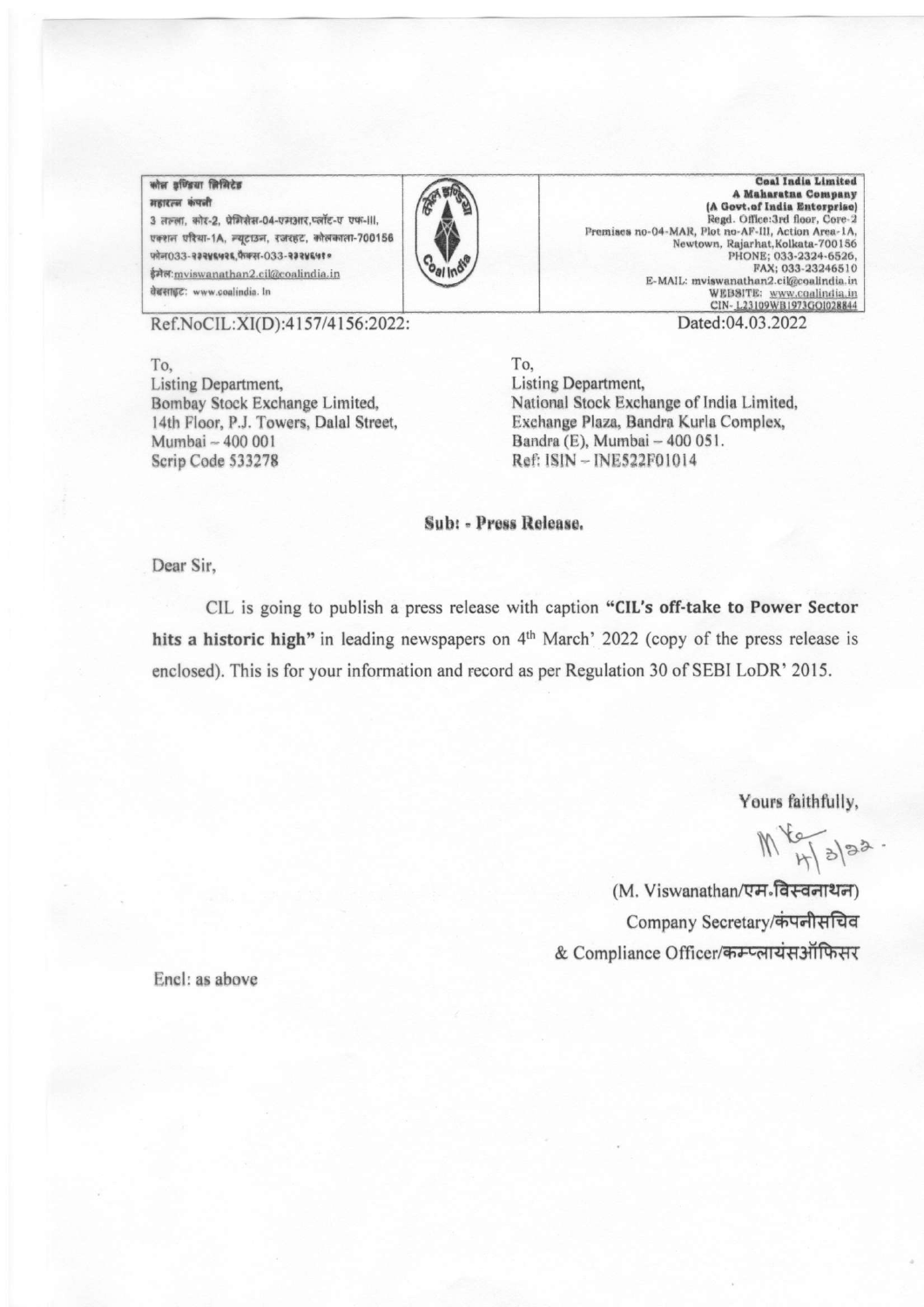कोल इण्डिया लिमिटेड
महारत्न कंपनी
3 तल्ला, कोर-2, प्रेमिसेस-04-एमआर,प्लॉट-ए एफ-III,
एक्शन एरिया-1A, न्यूटाउन, रजरहट, कोलकाता-700156
फोन033-२३२४६५२६,फैक्स-033-२३२४६५१०
ईमेल:mviswanathan2.cil@coalindia.in
वेबसाइट: www.coalindia.in

**Coal India Limited**
**A Maharatna Company**
**(A Govt.of India Enterprise)**
Regd. Office:3rd floor, Core-2
Premises no-04-MAR, Plot no-AF-III, Action Area-1A,
Newtown, Rajarhat,Kolkata-700156
PHONE; 033-2324-6526,
FAX; 033-23246510
E-MAIL: mviswanathan2.cil@coalindia.in
WEBSITE: www.coalindia.in
CIN- L23109WB1973GOI028844

Ref.NoCIL:XI(D):4157/4156:2022:

Dated:04.03.2022

To,
Listing Department,
Bombay Stock Exchange Limited,
14th Floor, P.J. Towers, Dalal Street,
Mumbai – 400 001
Scrip Code 533278

To,
Listing Department,
National Stock Exchange of India Limited,
Exchange Plaza, Bandra Kurla Complex,
Bandra (E), Mumbai – 400 051.
Ref: ISIN – INE522F01014

**Sub: - Press Release.**

Dear Sir,

CIL is going to publish a press release with caption **"CIL's off-take to Power Sector hits a historic high"** in leading newspapers on 4th March' 2022 (copy of the press release is enclosed). This is for your information and record as per Regulation 30 of SEBI LoDR' 2015.

Yours faithfully,

(M. Viswanathan/एम.विस्वनाथन)
Company Secretary/कंपनीसचिव
& Compliance Officer/कम्प्लायंसऑफिसर

Encl: as above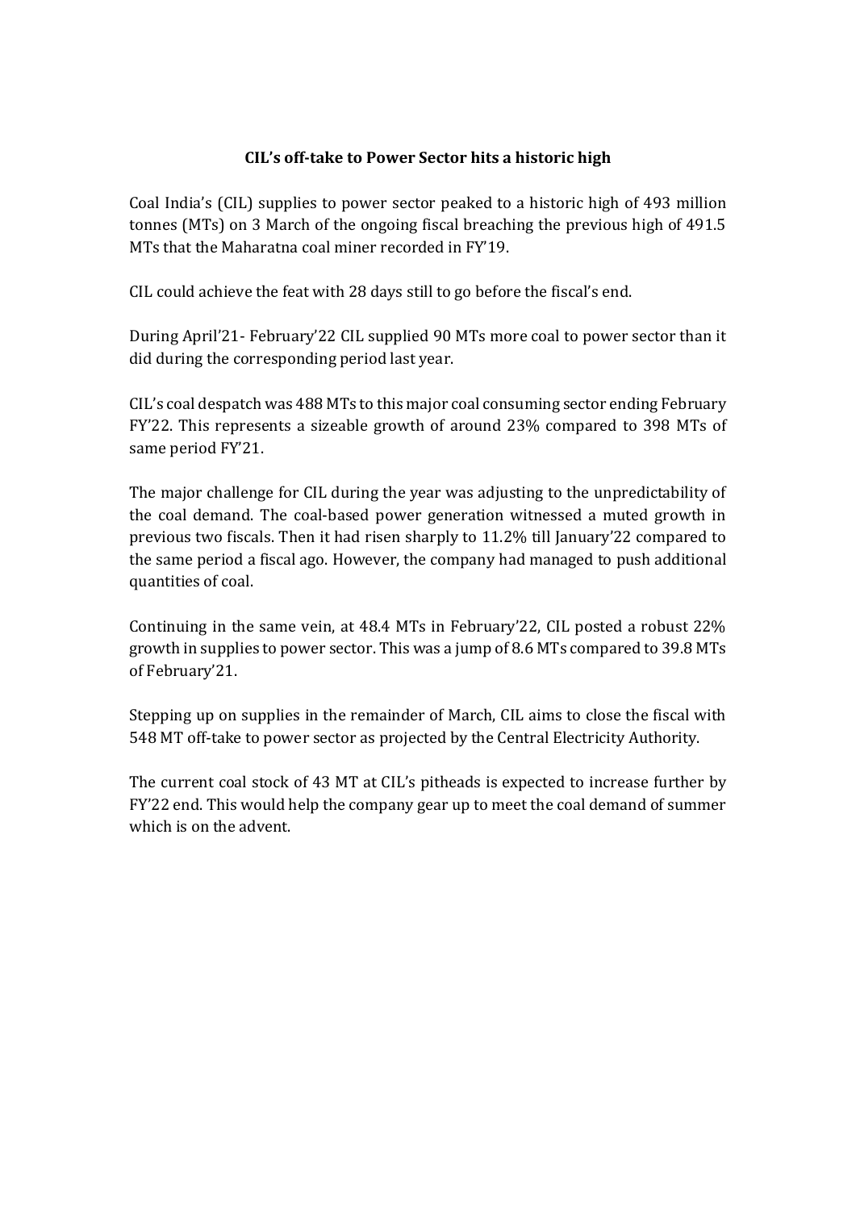**CIL's off-take to Power Sector hits a historic high**

Coal India's (CIL) supplies to power sector peaked to a historic high of 493 million tonnes (MTs) on 3 March of the ongoing fiscal breaching the previous high of 491.5 MTs that the Maharatna coal miner recorded in FY'19.

CIL could achieve the feat with 28 days still to go before the fiscal's end.

During April'21- February'22 CIL supplied 90 MTs more coal to power sector than it did during the corresponding period last year.

CIL's coal despatch was 488 MTs to this major coal consuming sector ending February FY'22. This represents a sizeable growth of around 23% compared to 398 MTs of same period FY'21.

The major challenge for CIL during the year was adjusting to the unpredictability of the coal demand. The coal-based power generation witnessed a muted growth in previous two fiscals. Then it had risen sharply to 11.2% till January'22 compared to the same period a fiscal ago. However, the company had managed to push additional quantities of coal.

Continuing in the same vein, at 48.4 MTs in February'22, CIL posted a robust 22% growth in supplies to power sector. This was a jump of 8.6 MTs compared to 39.8 MTs of February'21.

Stepping up on supplies in the remainder of March, CIL aims to close the fiscal with 548 MT off-take to power sector as projected by the Central Electricity Authority.

The current coal stock of 43 MT at CIL's pitheads is expected to increase further by FY'22 end. This would help the company gear up to meet the coal demand of summer which is on the advent.